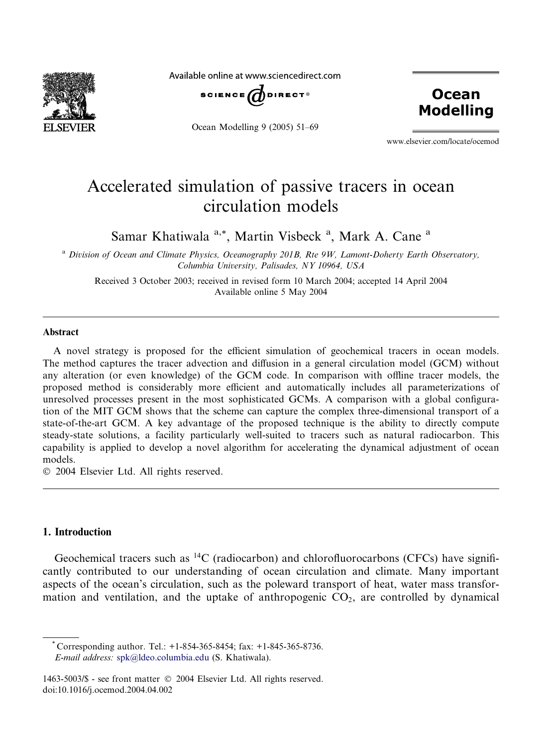# Accelerated simulation of passive tracers in ocean circulation models

Samar Khatiwala [a,*], Martin Visbeck [a], Mark A. Cane [a]

[a] *Division of Ocean and Climate Physics, Oceanography 201B, Rte 9W, Lamont-Doherty Earth Observatory, Columbia University, Palisades, NY 10964, USA*

Received 3 October 2003; received in revised form 10 March 2004; accepted 14 April 2004
Available online 5 May 2004

## Abstract

A novel strategy is proposed for the efficient simulation of geochemical tracers in ocean models. The method captures the tracer advection and diffusion in a general circulation model (GCM) without any alteration (or even knowledge) of the GCM code. In comparison with offline tracer models, the proposed method is considerably more efficient and automatically includes all parameterizations of unresolved processes present in the most sophisticated GCMs. A comparison with a global configuration of the MIT GCM shows that the scheme can capture the complex three-dimensional transport of a state-of-the-art GCM. A key advantage of the proposed technique is the ability to directly compute steady-state solutions, a facility particularly well-suited to tracers such as natural radiocarbon. This capability is applied to develop a novel algorithm for accelerating the dynamical adjustment of ocean models.

© 2004 Elsevier Ltd. All rights reserved.

## 1. Introduction

Geochemical tracers such as $^{14}C$ (radiocarbon) and chlorofluorocarbons (CFCs) have significantly contributed to our understanding of ocean circulation and climate. Many important aspects of the ocean's circulation, such as the poleward transport of heat, water mass transformation and ventilation, and the uptake of anthropogenic $CO_2$, are controlled by dynamical

---

* Corresponding author. Tel.: +1-854-365-8454; fax: +1-845-365-8736.
*E-mail address:* spk@ldeo.columbia.edu (S. Khatiwala).

1463-5003/$ - see front matter © 2004 Elsevier Ltd. All rights reserved.
doi:10.1016/j.ocemod.2004.04.002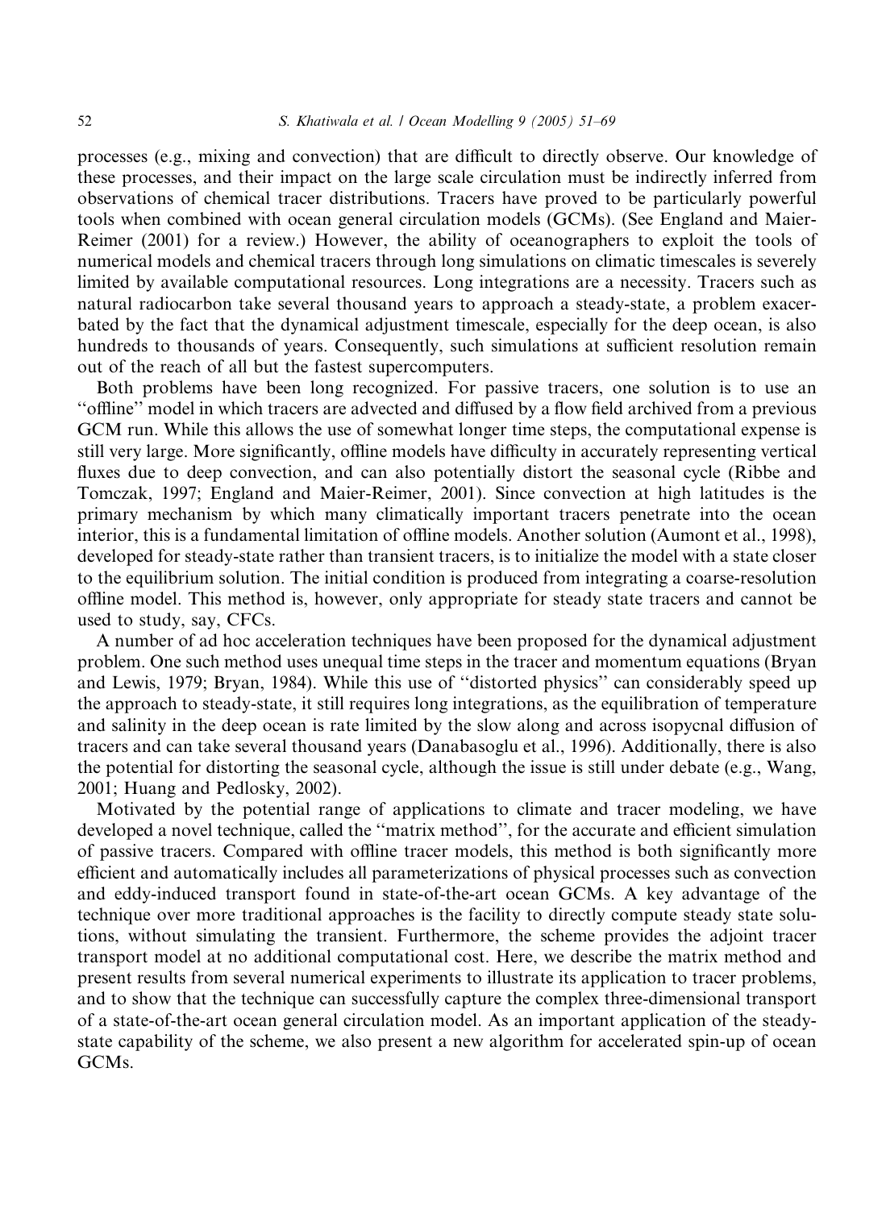processes (e.g., mixing and convection) that are difficult to directly observe. Our knowledge of these processes, and their impact on the large scale circulation must be indirectly inferred from observations of chemical tracer distributions. Tracers have proved to be particularly powerful tools when combined with ocean general circulation models (GCMs). (See England and Maier-Reimer (2001) for a review.) However, the ability of oceanographers to exploit the tools of numerical models and chemical tracers through long simulations on climatic timescales is severely limited by available computational resources. Long integrations are a necessity. Tracers such as natural radiocarbon take several thousand years to approach a steady-state, a problem exacerbated by the fact that the dynamical adjustment timescale, especially for the deep ocean, is also hundreds to thousands of years. Consequently, such simulations at sufficient resolution remain out of the reach of all but the fastest supercomputers.

Both problems have been long recognized. For passive tracers, one solution is to use an "offline" model in which tracers are advected and diffused by a flow field archived from a previous GCM run. While this allows the use of somewhat longer time steps, the computational expense is still very large. More significantly, offline models have difficulty in accurately representing vertical fluxes due to deep convection, and can also potentially distort the seasonal cycle (Ribbe and Tomczak, 1997; England and Maier-Reimer, 2001). Since convection at high latitudes is the primary mechanism by which many climatically important tracers penetrate into the ocean interior, this is a fundamental limitation of offline models. Another solution (Aumont et al., 1998), developed for steady-state rather than transient tracers, is to initialize the model with a state closer to the equilibrium solution. The initial condition is produced from integrating a coarse-resolution offline model. This method is, however, only appropriate for steady state tracers and cannot be used to study, say, CFCs.

A number of ad hoc acceleration techniques have been proposed for the dynamical adjustment problem. One such method uses unequal time steps in the tracer and momentum equations (Bryan and Lewis, 1979; Bryan, 1984). While this use of "distorted physics" can considerably speed up the approach to steady-state, it still requires long integrations, as the equilibration of temperature and salinity in the deep ocean is rate limited by the slow along and across isopycnal diffusion of tracers and can take several thousand years (Danabasoglu et al., 1996). Additionally, there is also the potential for distorting the seasonal cycle, although the issue is still under debate (e.g., Wang, 2001; Huang and Pedlosky, 2002).

Motivated by the potential range of applications to climate and tracer modeling, we have developed a novel technique, called the "matrix method", for the accurate and efficient simulation of passive tracers. Compared with offline tracer models, this method is both significantly more efficient and automatically includes all parameterizations of physical processes such as convection and eddy-induced transport found in state-of-the-art ocean GCMs. A key advantage of the technique over more traditional approaches is the facility to directly compute steady state solutions, without simulating the transient. Furthermore, the scheme provides the adjoint tracer transport model at no additional computational cost. Here, we describe the matrix method and present results from several numerical experiments to illustrate its application to tracer problems, and to show that the technique can successfully capture the complex three-dimensional transport of a state-of-the-art ocean general circulation model. As an important application of the steady-state capability of the scheme, we also present a new algorithm for accelerated spin-up of ocean GCMs.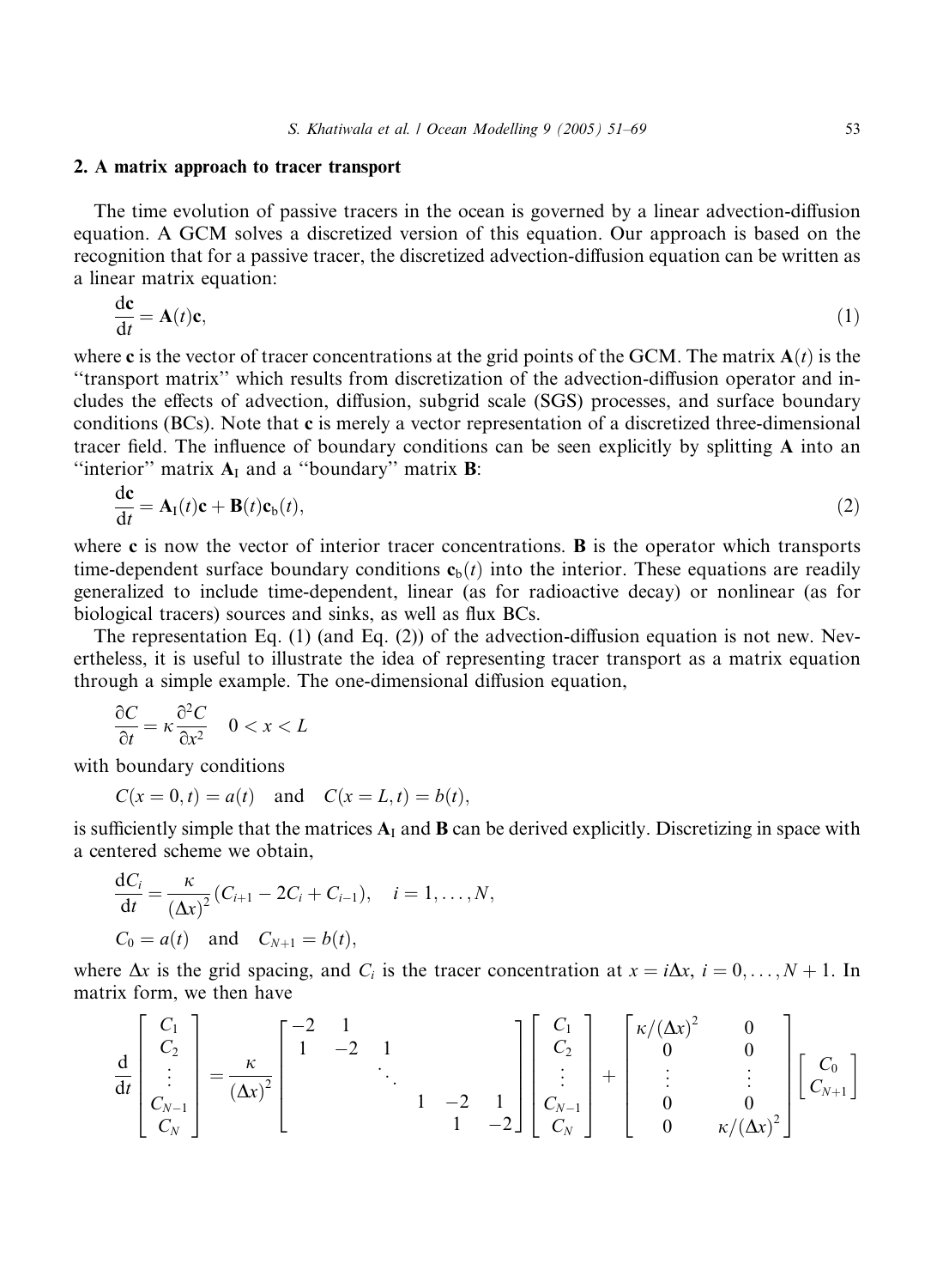## 2. A matrix approach to tracer transport

The time evolution of passive tracers in the ocean is governed by a linear advection-diffusion equation. A GCM solves a discretized version of this equation. Our approach is based on the recognition that for a passive tracer, the discretized advection-diffusion equation can be written as a linear matrix equation:

$$\frac{\mathrm{d}\mathbf{c}}{\mathrm{d}t} = \mathbf{A}(t)\mathbf{c}, \tag{1}$$

where $\mathbf{c}$ is the vector of tracer concentrations at the grid points of the GCM. The matrix $\mathbf{A}(t)$ is the "transport matrix" which results from discretization of the advection-diffusion operator and includes the effects of advection, diffusion, subgrid scale (SGS) processes, and surface boundary conditions (BCs). Note that $\mathbf{c}$ is merely a vector representation of a discretized three-dimensional tracer field. The influence of boundary conditions can be seen explicitly by splitting $\mathbf{A}$ into an "interior" matrix $\mathbf{A}_\mathrm{I}$ and a "boundary" matrix $\mathbf{B}$:

$$\frac{\mathrm{d}\mathbf{c}}{\mathrm{d}t} = \mathbf{A}_\mathrm{I}(t)\mathbf{c} + \mathbf{B}(t)\mathbf{c}_\mathrm{b}(t), \tag{2}$$

where $\mathbf{c}$ is now the vector of interior tracer concentrations. $\mathbf{B}$ is the operator which transports time-dependent surface boundary conditions $\mathbf{c}_\mathrm{b}(t)$ into the interior. These equations are readily generalized to include time-dependent, linear (as for radioactive decay) or nonlinear (as for biological tracers) sources and sinks, as well as flux BCs.

The representation Eq. (1) (and Eq. (2)) of the advection-diffusion equation is not new. Nevertheless, it is useful to illustrate the idea of representing tracer transport as a matrix equation through a simple example. The one-dimensional diffusion equation,

$$\frac{\partial C}{\partial t} = \kappa \frac{\partial^2 C}{\partial x^2} \quad 0 < x < L$$

with boundary conditions

$$C(x = 0, t) = a(t) \quad \text{and} \quad C(x = L, t) = b(t),$$

is sufficiently simple that the matrices $\mathbf{A}_\mathrm{I}$ and $\mathbf{B}$ can be derived explicitly. Discretizing in space with a centered scheme we obtain,

$$\frac{\mathrm{d}C_i}{\mathrm{d}t} = \frac{\kappa}{(\Delta x)^2}(C_{i+1} - 2C_i + C_{i-1}), \quad i = 1, \ldots, N,$$

$$C_0 = a(t) \quad \text{and} \quad C_{N+1} = b(t),$$

where $\Delta x$ is the grid spacing, and $C_i$ is the tracer concentration at $x = i\Delta x$, $i = 0, \ldots, N+1$. In matrix form, we then have

$$\frac{\mathrm{d}}{\mathrm{d}t}\begin{bmatrix} C_1 \\ C_2 \\ \vdots \\ C_{N-1} \\ C_N \end{bmatrix} = \frac{\kappa}{(\Delta x)^2}\begin{bmatrix} -2 & 1 & & & \\ 1 & -2 & 1 & & \\ & & \ddots & & \\ & & 1 & -2 & 1 \\ & & & 1 & -2 \end{bmatrix}\begin{bmatrix} C_1 \\ C_2 \\ \vdots \\ C_{N-1} \\ C_N \end{bmatrix} + \begin{bmatrix} \kappa/(\Delta x)^2 & 0 \\ 0 & 0 \\ \vdots & \vdots \\ 0 & 0 \\ 0 & \kappa/(\Delta x)^2 \end{bmatrix}\begin{bmatrix} C_0 \\ C_{N+1} \end{bmatrix}$$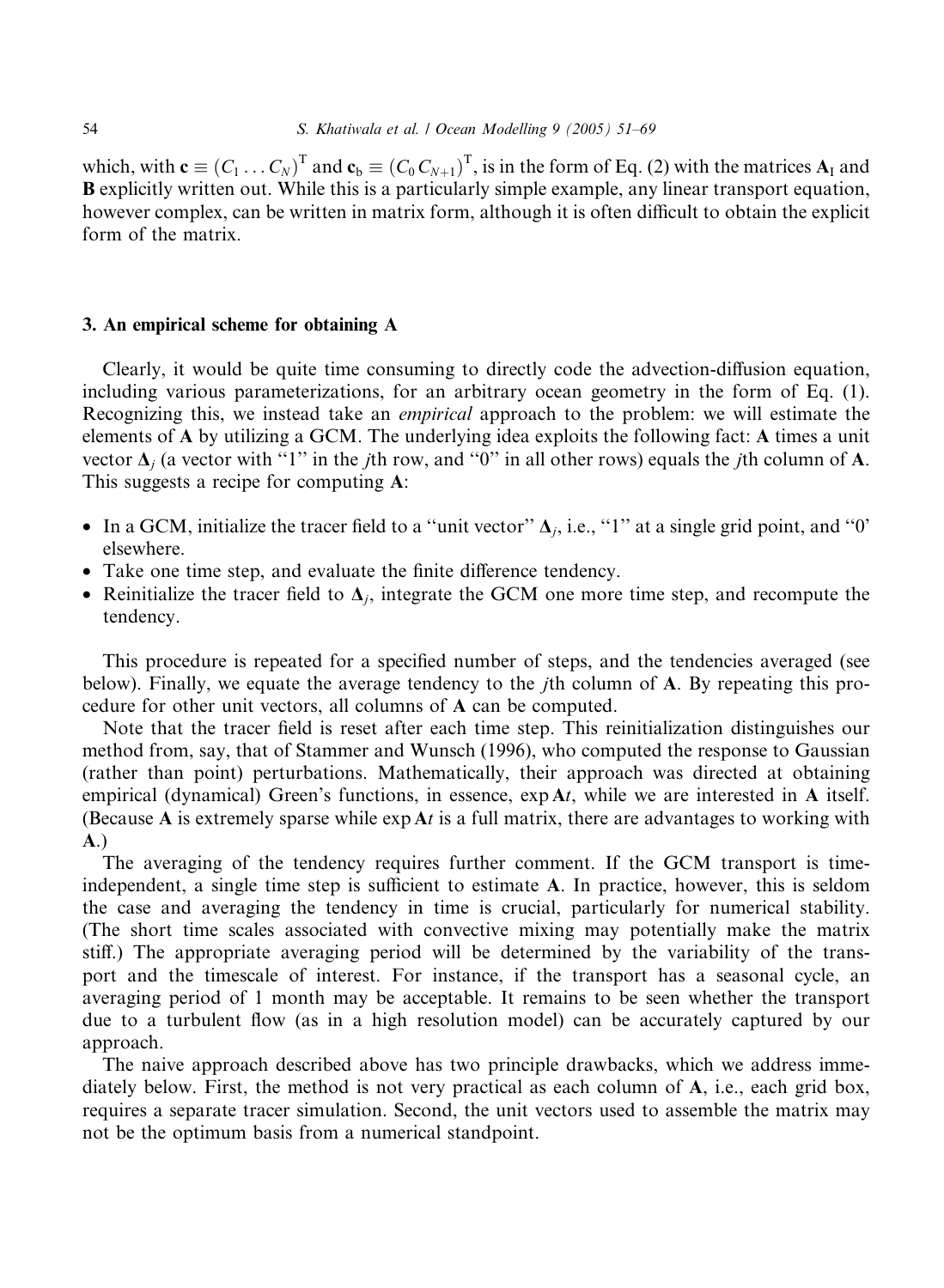which, with $\mathbf{c} \equiv (C_1 \dots C_N)^{\mathrm{T}}$ and $\mathbf{c}_{\mathrm{b}} \equiv (C_0\, C_{N+1})^{\mathrm{T}}$, is in the form of Eq. (2) with the matrices $\mathbf{A}_{\mathrm{I}}$ and $\mathbf{B}$ explicitly written out. While this is a particularly simple example, any linear transport equation, however complex, can be written in matrix form, although it is often difficult to obtain the explicit form of the matrix.

## 3. An empirical scheme for obtaining A

Clearly, it would be quite time consuming to directly code the advection-diffusion equation, including various parameterizations, for an arbitrary ocean geometry in the form of Eq. (1). Recognizing this, we instead take an *empirical* approach to the problem: we will estimate the elements of $\mathbf{A}$ by utilizing a GCM. The underlying idea exploits the following fact: $\mathbf{A}$ times a unit vector $\mathbf{\Delta}_j$ (a vector with "1" in the $j$th row, and "0" in all other rows) equals the $j$th column of $\mathbf{A}$. This suggests a recipe for computing $\mathbf{A}$:

- In a GCM, initialize the tracer field to a "unit vector" $\mathbf{\Delta}_j$, i.e., "1" at a single grid point, and "0' elsewhere.
- Take one time step, and evaluate the finite difference tendency.
- Reinitialize the tracer field to $\mathbf{\Delta}_j$, integrate the GCM one more time step, and recompute the tendency.

This procedure is repeated for a specified number of steps, and the tendencies averaged (see below). Finally, we equate the average tendency to the $j$th column of $\mathbf{A}$. By repeating this procedure for other unit vectors, all columns of $\mathbf{A}$ can be computed.

Note that the tracer field is reset after each time step. This reinitialization distinguishes our method from, say, that of Stammer and Wunsch (1996), who computed the response to Gaussian (rather than point) perturbations. Mathematically, their approach was directed at obtaining empirical (dynamical) Green's functions, in essence, $\exp \mathbf{A}t$, while we are interested in $\mathbf{A}$ itself. (Because $\mathbf{A}$ is extremely sparse while $\exp \mathbf{A}t$ is a full matrix, there are advantages to working with $\mathbf{A}$.)

The averaging of the tendency requires further comment. If the GCM transport is time-independent, a single time step is sufficient to estimate $\mathbf{A}$. In practice, however, this is seldom the case and averaging the tendency in time is crucial, particularly for numerical stability. (The short time scales associated with convective mixing may potentially make the matrix stiff.) The appropriate averaging period will be determined by the variability of the transport and the timescale of interest. For instance, if the transport has a seasonal cycle, an averaging period of 1 month may be acceptable. It remains to be seen whether the transport due to a turbulent flow (as in a high resolution model) can be accurately captured by our approach.

The naive approach described above has two principle drawbacks, which we address immediately below. First, the method is not very practical as each column of $\mathbf{A}$, i.e., each grid box, requires a separate tracer simulation. Second, the unit vectors used to assemble the matrix may not be the optimum basis from a numerical standpoint.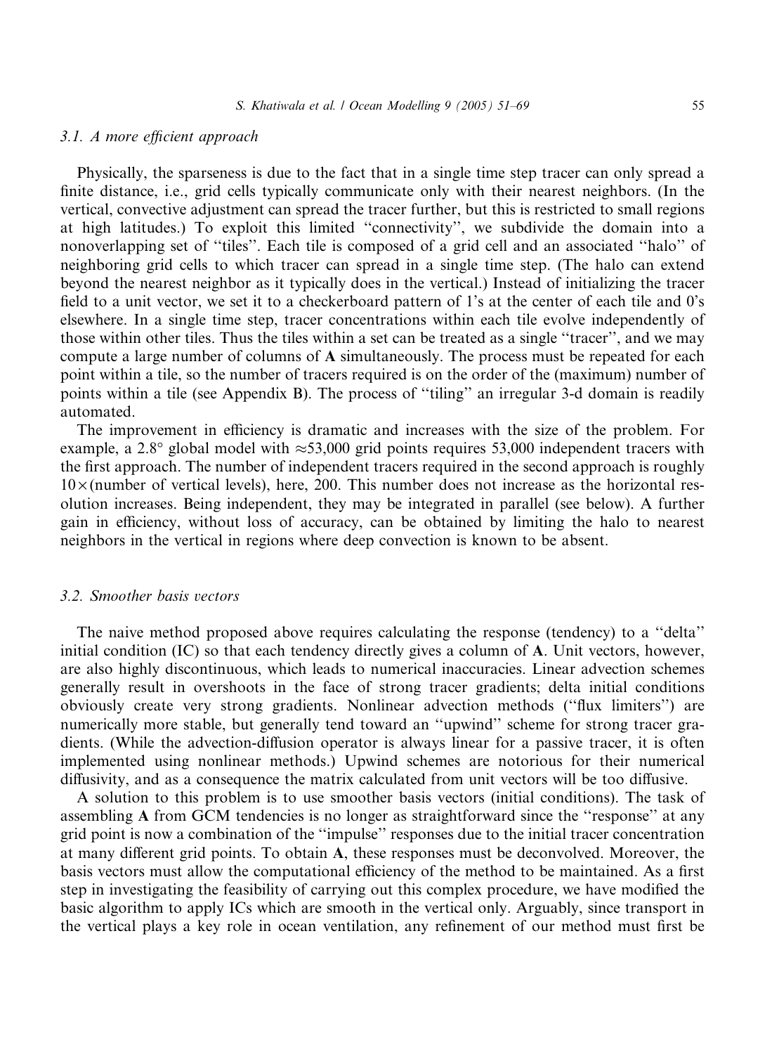### 3.1. A more efficient approach

Physically, the sparseness is due to the fact that in a single time step tracer can only spread a finite distance, i.e., grid cells typically communicate only with their nearest neighbors. (In the vertical, convective adjustment can spread the tracer further, but this is restricted to small regions at high latitudes.) To exploit this limited "connectivity", we subdivide the domain into a nonoverlapping set of "tiles". Each tile is composed of a grid cell and an associated "halo" of neighboring grid cells to which tracer can spread in a single time step. (The halo can extend beyond the nearest neighbor as it typically does in the vertical.) Instead of initializing the tracer field to a unit vector, we set it to a checkerboard pattern of 1's at the center of each tile and 0's elsewhere. In a single time step, tracer concentrations within each tile evolve independently of those within other tiles. Thus the tiles within a set can be treated as a single "tracer", and we may compute a large number of columns of **A** simultaneously. The process must be repeated for each point within a tile, so the number of tracers required is on the order of the (maximum) number of points within a tile (see Appendix B). The process of "tiling" an irregular 3-d domain is readily automated.

The improvement in efficiency is dramatic and increases with the size of the problem. For example, a 2.8° global model with ≈53,000 grid points requires 53,000 independent tracers with the first approach. The number of independent tracers required in the second approach is roughly $10\times$(number of vertical levels), here, 200. This number does not increase as the horizontal resolution increases. Being independent, they may be integrated in parallel (see below). A further gain in efficiency, without loss of accuracy, can be obtained by limiting the halo to nearest neighbors in the vertical in regions where deep convection is known to be absent.

### 3.2. Smoother basis vectors

The naive method proposed above requires calculating the response (tendency) to a "delta" initial condition (IC) so that each tendency directly gives a column of **A**. Unit vectors, however, are also highly discontinuous, which leads to numerical inaccuracies. Linear advection schemes generally result in overshoots in the face of strong tracer gradients; delta initial conditions obviously create very strong gradients. Nonlinear advection methods ("flux limiters") are numerically more stable, but generally tend toward an "upwind" scheme for strong tracer gradients. (While the advection-diffusion operator is always linear for a passive tracer, it is often implemented using nonlinear methods.) Upwind schemes are notorious for their numerical diffusivity, and as a consequence the matrix calculated from unit vectors will be too diffusive.

A solution to this problem is to use smoother basis vectors (initial conditions). The task of assembling **A** from GCM tendencies is no longer as straightforward since the "response" at any grid point is now a combination of the "impulse" responses due to the initial tracer concentration at many different grid points. To obtain **A**, these responses must be deconvolved. Moreover, the basis vectors must allow the computational efficiency of the method to be maintained. As a first step in investigating the feasibility of carrying out this complex procedure, we have modified the basic algorithm to apply ICs which are smooth in the vertical only. Arguably, since transport in the vertical plays a key role in ocean ventilation, any refinement of our method must first be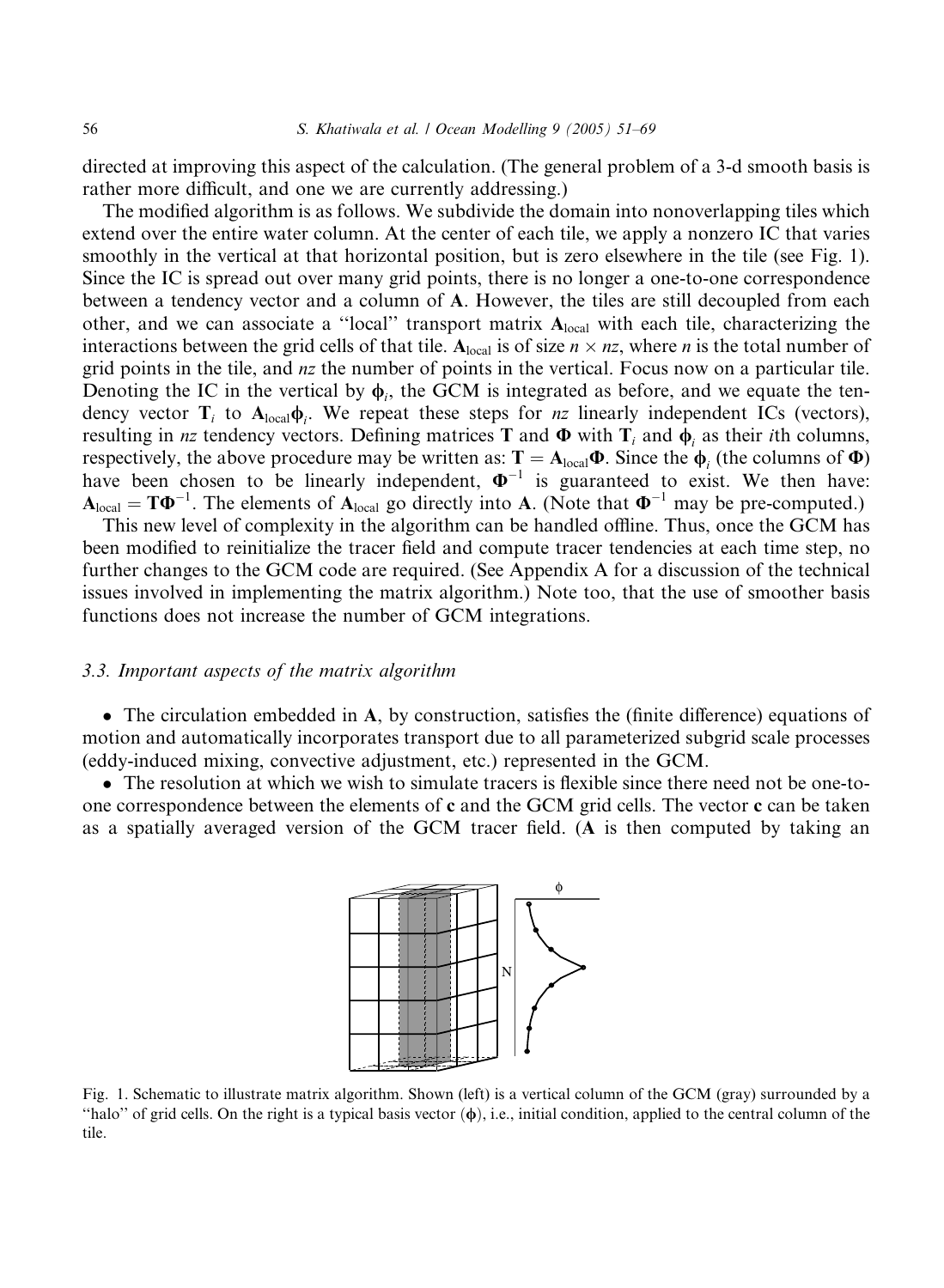directed at improving this aspect of the calculation. (The general problem of a 3-d smooth basis is rather more difficult, and one we are currently addressing.)

The modified algorithm is as follows. We subdivide the domain into nonoverlapping tiles which extend over the entire water column. At the center of each tile, we apply a nonzero IC that varies smoothly in the vertical at that horizontal position, but is zero elsewhere in the tile (see Fig. 1). Since the IC is spread out over many grid points, there is no longer a one-to-one correspondence between a tendency vector and a column of $\mathbf{A}$. However, the tiles are still decoupled from each other, and we can associate a "local" transport matrix $\mathbf{A}_{\text{local}}$ with each tile, characterizing the interactions between the grid cells of that tile. $\mathbf{A}_{\text{local}}$ is of size $n \times nz$, where $n$ is the total number of grid points in the tile, and $nz$ the number of points in the vertical. Focus now on a particular tile. Denoting the IC in the vertical by $\boldsymbol{\phi}_i$, the GCM is integrated as before, and we equate the tendency vector $\mathbf{T}_i$ to $\mathbf{A}_{\text{local}}\boldsymbol{\phi}_i$. We repeat these steps for $nz$ linearly independent ICs (vectors), resulting in $nz$ tendency vectors. Defining matrices $\mathbf{T}$ and $\boldsymbol{\Phi}$ with $\mathbf{T}_i$ and $\boldsymbol{\phi}_i$ as their $i$th columns, respectively, the above procedure may be written as: $\mathbf{T} = \mathbf{A}_{\text{local}}\boldsymbol{\Phi}$. Since the $\boldsymbol{\phi}_i$ (the columns of $\boldsymbol{\Phi}$) have been chosen to be linearly independent, $\boldsymbol{\Phi}^{-1}$ is guaranteed to exist. We then have: $\mathbf{A}_{\text{local}} = \mathbf{T}\boldsymbol{\Phi}^{-1}$. The elements of $\mathbf{A}_{\text{local}}$ go directly into $\mathbf{A}$. (Note that $\boldsymbol{\Phi}^{-1}$ may be pre-computed.)

This new level of complexity in the algorithm can be handled offline. Thus, once the GCM has been modified to reinitialize the tracer field and compute tracer tendencies at each time step, no further changes to the GCM code are required. (See Appendix A for a discussion of the technical issues involved in implementing the matrix algorithm.) Note too, that the use of smoother basis functions does not increase the number of GCM integrations.

### 3.3. Important aspects of the matrix algorithm

- The circulation embedded in $\mathbf{A}$, by construction, satisfies the (finite difference) equations of motion and automatically incorporates transport due to all parameterized subgrid scale processes (eddy-induced mixing, convective adjustment, etc.) represented in the GCM.
- The resolution at which we wish to simulate tracers is flexible since there need not be one-to-one correspondence between the elements of $\mathbf{c}$ and the GCM grid cells. The vector $\mathbf{c}$ can be taken as a spatially averaged version of the GCM tracer field. ($\mathbf{A}$ is then computed by taking an

Fig. 1. Schematic to illustrate matrix algorithm. Shown (left) is a vertical column of the GCM (gray) surrounded by a "halo" of grid cells. On the right is a typical basis vector ($\boldsymbol{\phi}$), i.e., initial condition, applied to the central column of the tile.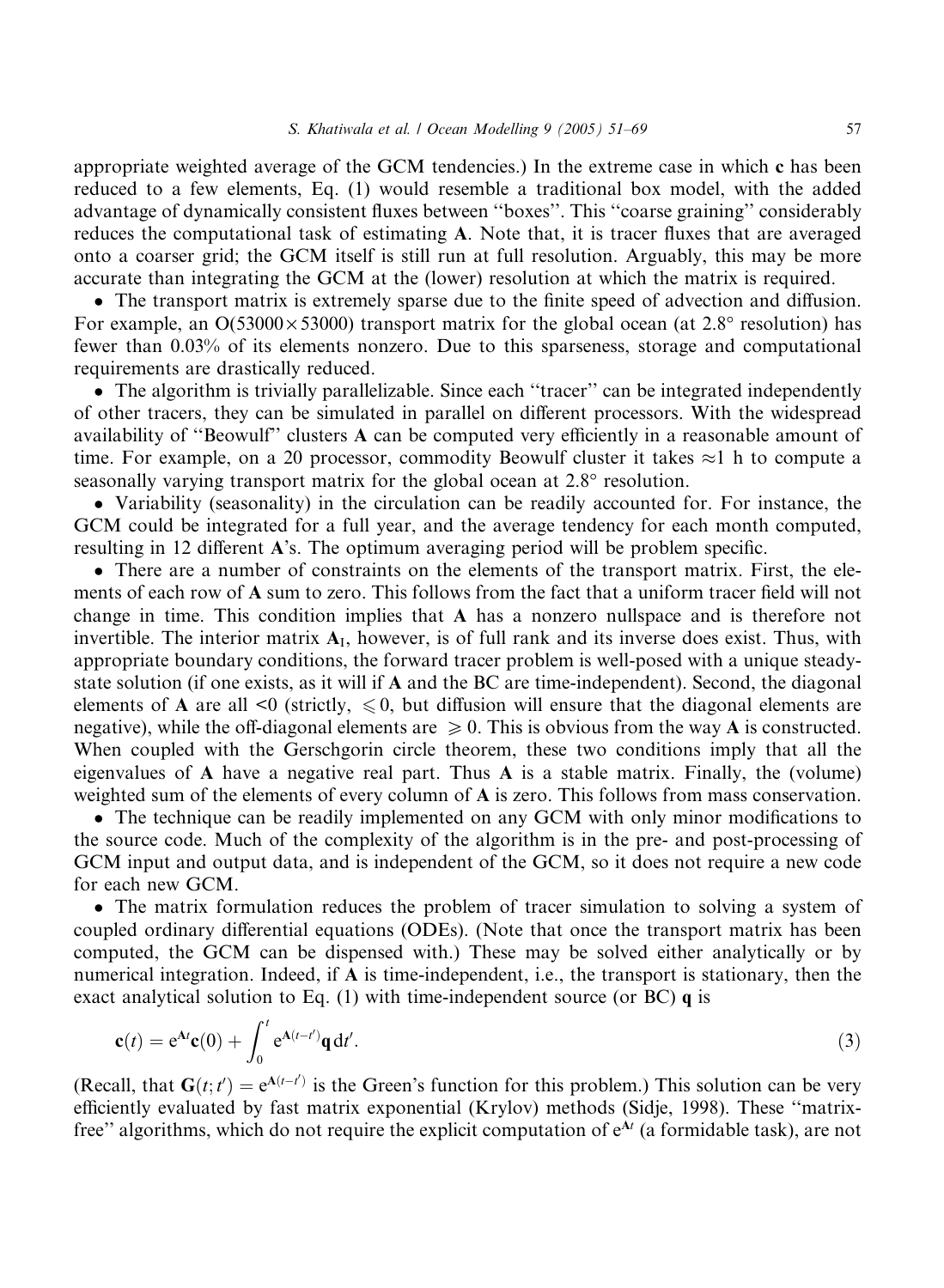appropriate weighted average of the GCM tendencies.) In the extreme case in which **c** has been reduced to a few elements, Eq. (1) would resemble a traditional box model, with the added advantage of dynamically consistent fluxes between "boxes". This "coarse graining" considerably reduces the computational task of estimating **A**. Note that, it is tracer fluxes that are averaged onto a coarser grid; the GCM itself is still run at full resolution. Arguably, this may be more accurate than integrating the GCM at the (lower) resolution at which the matrix is required.

- The transport matrix is extremely sparse due to the finite speed of advection and diffusion. For example, an $O(53000 \times 53000)$ transport matrix for the global ocean (at 2.8° resolution) has fewer than 0.03% of its elements nonzero. Due to this sparseness, storage and computational requirements are drastically reduced.
- The algorithm is trivially parallelizable. Since each "tracer" can be integrated independently of other tracers, they can be simulated in parallel on different processors. With the widespread availability of "Beowulf" clusters **A** can be computed very efficiently in a reasonable amount of time. For example, on a 20 processor, commodity Beowulf cluster it takes $\approx$1 h to compute a seasonally varying transport matrix for the global ocean at 2.8° resolution.
- Variability (seasonality) in the circulation can be readily accounted for. For instance, the GCM could be integrated for a full year, and the average tendency for each month computed, resulting in 12 different **A**'s. The optimum averaging period will be problem specific.
- There are a number of constraints on the elements of the transport matrix. First, the elements of each row of **A** sum to zero. This follows from the fact that a uniform tracer field will not change in time. This condition implies that **A** has a nonzero nullspace and is therefore not invertible. The interior matrix $\mathbf{A}_I$, however, is of full rank and its inverse does exist. Thus, with appropriate boundary conditions, the forward tracer problem is well-posed with a unique steady-state solution (if one exists, as it will if **A** and the BC are time-independent). Second, the diagonal elements of **A** are all <0 (strictly, $\leqslant 0$, but diffusion will ensure that the diagonal elements are negative), while the off-diagonal elements are $\geqslant 0$. This is obvious from the way **A** is constructed. When coupled with the Gerschgorin circle theorem, these two conditions imply that all the eigenvalues of **A** have a negative real part. Thus **A** is a stable matrix. Finally, the (volume) weighted sum of the elements of every column of **A** is zero. This follows from mass conservation.
- The technique can be readily implemented on any GCM with only minor modifications to the source code. Much of the complexity of the algorithm is in the pre- and post-processing of GCM input and output data, and is independent of the GCM, so it does not require a new code for each new GCM.
- The matrix formulation reduces the problem of tracer simulation to solving a system of coupled ordinary differential equations (ODEs). (Note that once the transport matrix has been computed, the GCM can be dispensed with.) These may be solved either analytically or by numerical integration. Indeed, if **A** is time-independent, i.e., the transport is stationary, then the exact analytical solution to Eq. (1) with time-independent source (or BC) **q** is

$$\mathbf{c}(t) = \mathrm{e}^{\mathbf{A}t}\mathbf{c}(0) + \int_0^t \mathrm{e}^{\mathbf{A}(t-t')}\mathbf{q}\,\mathrm{d}t'. \tag{3}$$

(Recall, that $\mathbf{G}(t;t') = \mathrm{e}^{\mathbf{A}(t-t')}$ is the Green's function for this problem.) This solution can be very efficiently evaluated by fast matrix exponential (Krylov) methods (Sidje, 1998). These "matrix-free" algorithms, which do not require the explicit computation of $\mathrm{e}^{\mathbf{A}t}$ (a formidable task), are not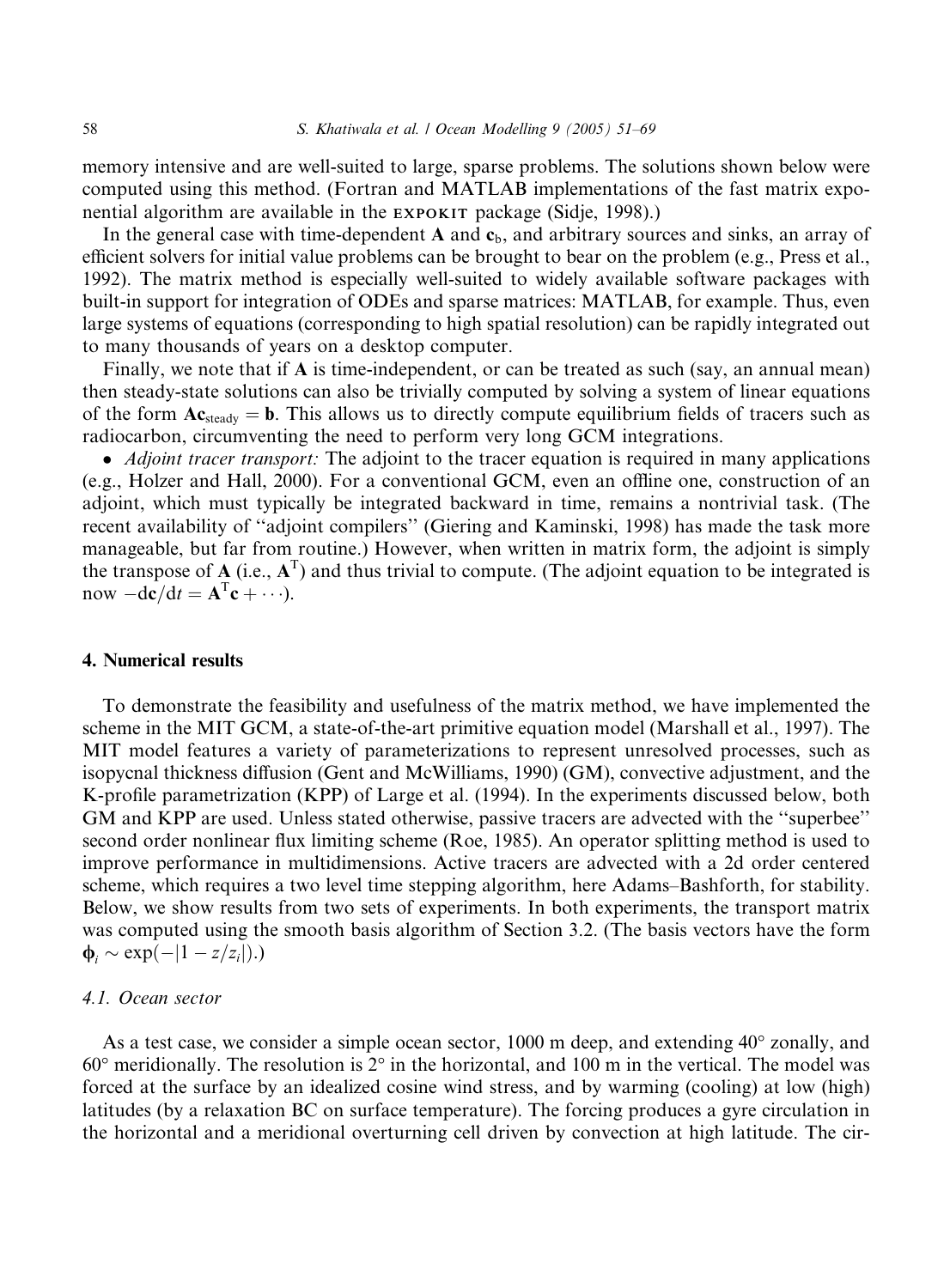memory intensive and are well-suited to large, sparse problems. The solutions shown below were computed using this method. (Fortran and MATLAB implementations of the fast matrix exponential algorithm are available in the EXPOKIT package (Sidje, 1998).)

In the general case with time-dependent $\mathbf{A}$ and $\mathbf{c}_b$, and arbitrary sources and sinks, an array of efficient solvers for initial value problems can be brought to bear on the problem (e.g., Press et al., 1992). The matrix method is especially well-suited to widely available software packages with built-in support for integration of ODEs and sparse matrices: MATLAB, for example. Thus, even large systems of equations (corresponding to high spatial resolution) can be rapidly integrated out to many thousands of years on a desktop computer.

Finally, we note that if $\mathbf{A}$ is time-independent, or can be treated as such (say, an annual mean) then steady-state solutions can also be trivially computed by solving a system of linear equations of the form $\mathbf{A}\mathbf{c}_{\text{steady}} = \mathbf{b}$. This allows us to directly compute equilibrium fields of tracers such as radiocarbon, circumventing the need to perform very long GCM integrations.

- *Adjoint tracer transport:* The adjoint to the tracer equation is required in many applications (e.g., Holzer and Hall, 2000). For a conventional GCM, even an offline one, construction of an adjoint, which must typically be integrated backward in time, remains a nontrivial task. (The recent availability of "adjoint compilers" (Giering and Kaminski, 1998) has made the task more manageable, but far from routine.) However, when written in matrix form, the adjoint is simply the transpose of $\mathbf{A}$ (i.e., $\mathbf{A}^{\text{T}}$) and thus trivial to compute. (The adjoint equation to be integrated is now $-\text{d}\mathbf{c}/\text{d}t = \mathbf{A}^{\text{T}}\mathbf{c} + \cdots$).

## 4. Numerical results

To demonstrate the feasibility and usefulness of the matrix method, we have implemented the scheme in the MIT GCM, a state-of-the-art primitive equation model (Marshall et al., 1997). The MIT model features a variety of parameterizations to represent unresolved processes, such as isopycnal thickness diffusion (Gent and McWilliams, 1990) (GM), convective adjustment, and the K-profile parametrization (KPP) of Large et al. (1994). In the experiments discussed below, both GM and KPP are used. Unless stated otherwise, passive tracers are advected with the "superbee" second order nonlinear flux limiting scheme (Roe, 1985). An operator splitting method is used to improve performance in multidimensions. Active tracers are advected with a 2d order centered scheme, which requires a two level time stepping algorithm, here Adams–Bashforth, for stability. Below, we show results from two sets of experiments. In both experiments, the transport matrix was computed using the smooth basis algorithm of Section 3.2. (The basis vectors have the form $\boldsymbol{\phi}_i \sim \exp(-|1 - z/z_i|)$.)

### 4.1. Ocean sector

As a test case, we consider a simple ocean sector, 1000 m deep, and extending 40° zonally, and 60° meridionally. The resolution is 2° in the horizontal, and 100 m in the vertical. The model was forced at the surface by an idealized cosine wind stress, and by warming (cooling) at low (high) latitudes (by a relaxation BC on surface temperature). The forcing produces a gyre circulation in the horizontal and a meridional overturning cell driven by convection at high latitude. The cir-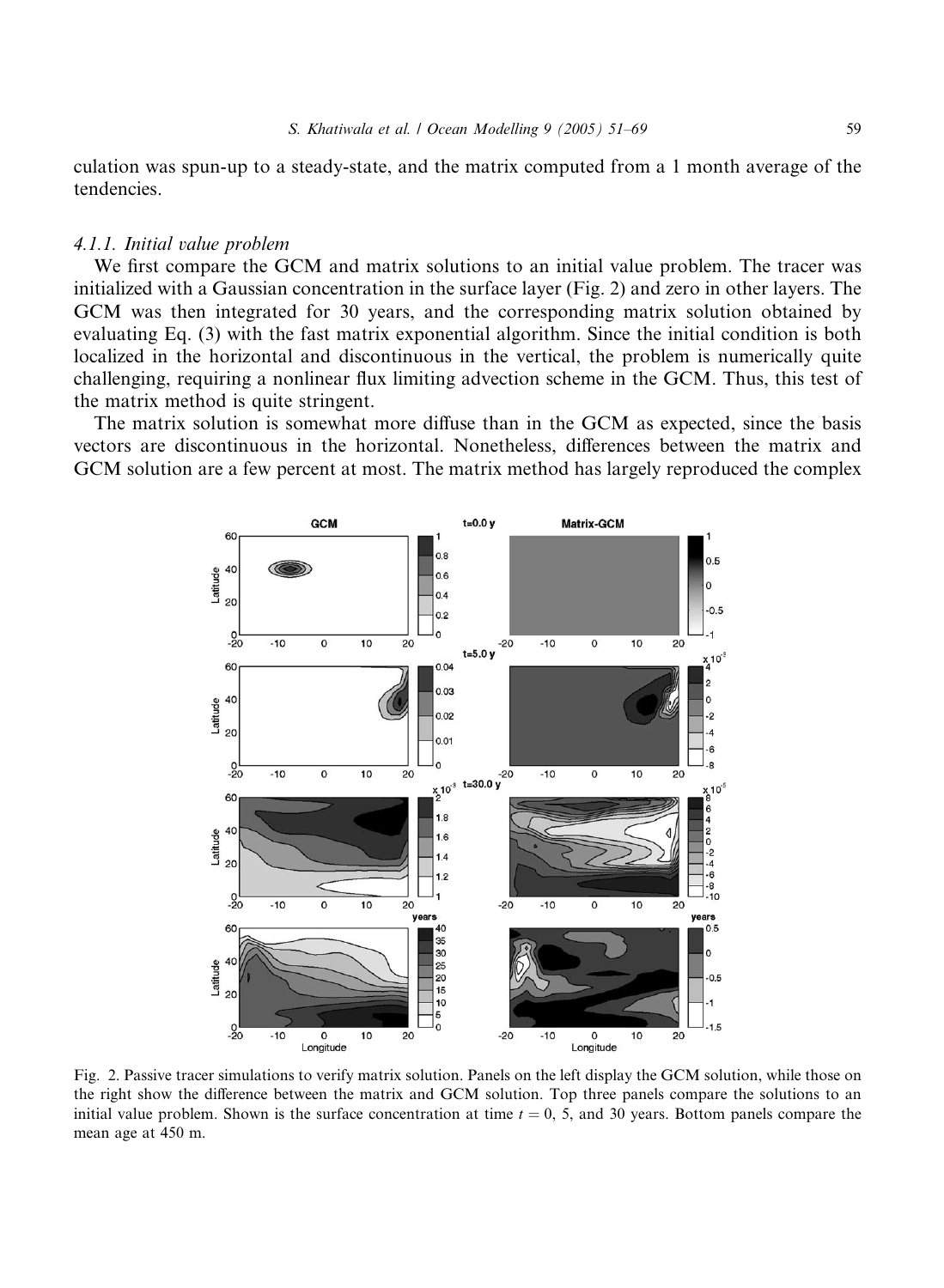culation was spun-up to a steady-state, and the matrix computed from a 1 month average of the tendencies.

### 4.1.1. Initial value problem

We first compare the GCM and matrix solutions to an initial value problem. The tracer was initialized with a Gaussian concentration in the surface layer (Fig. 2) and zero in other layers. The GCM was then integrated for 30 years, and the corresponding matrix solution obtained by evaluating Eq. (3) with the fast matrix exponential algorithm. Since the initial condition is both localized in the horizontal and discontinuous in the vertical, the problem is numerically quite challenging, requiring a nonlinear flux limiting advection scheme in the GCM. Thus, this test of the matrix method is quite stringent.

The matrix solution is somewhat more diffuse than in the GCM as expected, since the basis vectors are discontinuous in the horizontal. Nonetheless, differences between the matrix and GCM solution are a few percent at most. The matrix method has largely reproduced the complex

Fig. 2. Passive tracer simulations to verify matrix solution. Panels on the left display the GCM solution, while those on the right show the difference between the matrix and GCM solution. Top three panels compare the solutions to an initial value problem. Shown is the surface concentration at time $t = 0$, 5, and 30 years. Bottom panels compare the mean age at 450 m.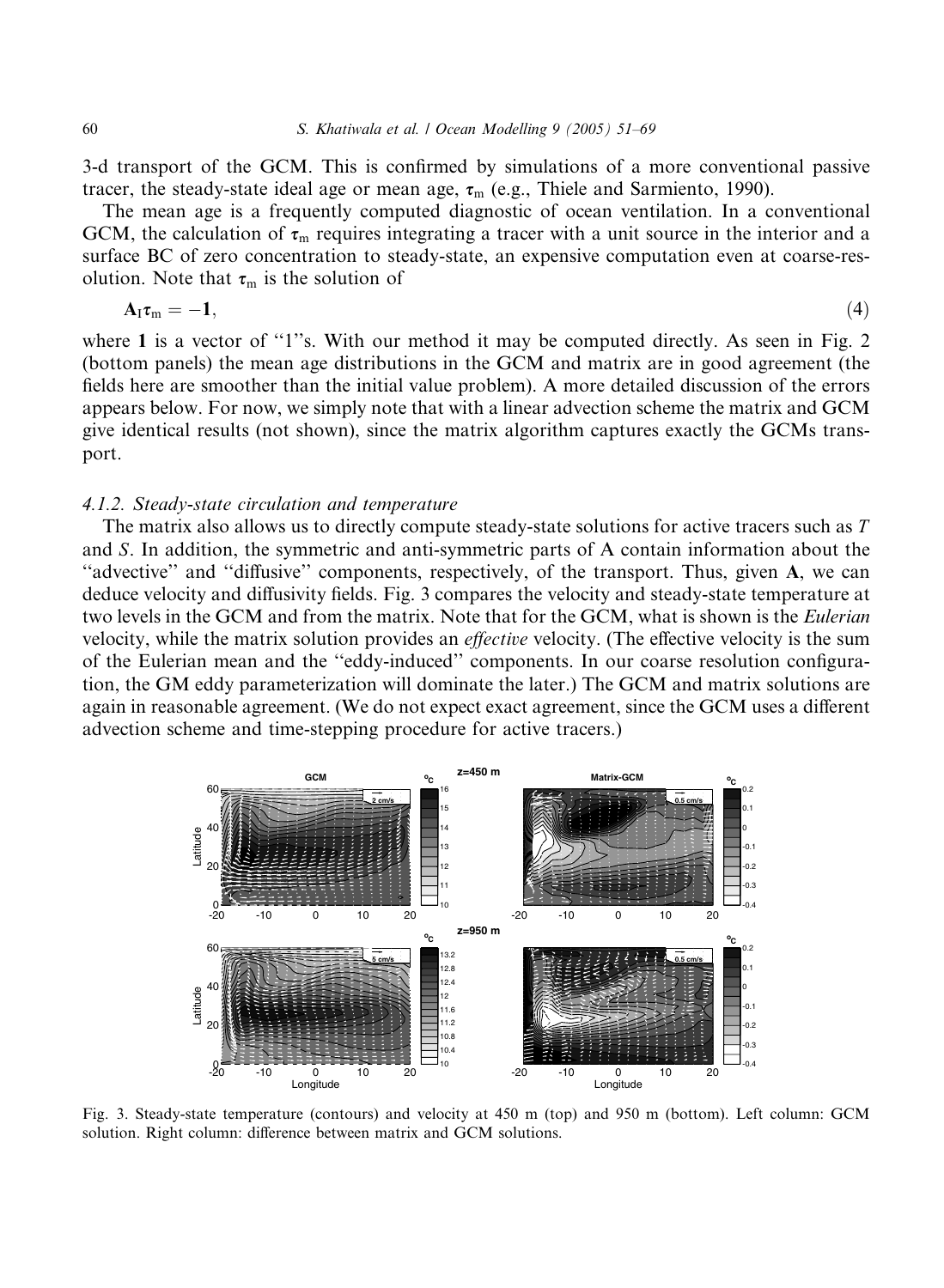3-d transport of the GCM. This is confirmed by simulations of a more conventional passive tracer, the steady-state ideal age or mean age, $\tau_m$ (e.g., Thiele and Sarmiento, 1990).

The mean age is a frequently computed diagnostic of ocean ventilation. In a conventional GCM, the calculation of $\tau_m$ requires integrating a tracer with a unit source in the interior and a surface BC of zero concentration to steady-state, an expensive computation even at coarse-resolution. Note that $\tau_m$ is the solution of

$$\mathbf{A}_I \tau_m = -\mathbf{1}, \tag{4}$$

where **1** is a vector of "1"s. With our method it may be computed directly. As seen in Fig. 2 (bottom panels) the mean age distributions in the GCM and matrix are in good agreement (the fields here are smoother than the initial value problem). A more detailed discussion of the errors appears below. For now, we simply note that with a linear advection scheme the matrix and GCM give identical results (not shown), since the matrix algorithm captures exactly the GCMs transport.

### 4.1.2. Steady-state circulation and temperature

The matrix also allows us to directly compute steady-state solutions for active tracers such as $T$ and $S$. In addition, the symmetric and anti-symmetric parts of A contain information about the "advective" and "diffusive" components, respectively, of the transport. Thus, given **A**, we can deduce velocity and diffusivity fields. Fig. 3 compares the velocity and steady-state temperature at two levels in the GCM and from the matrix. Note that for the GCM, what is shown is the *Eulerian* velocity, while the matrix solution provides an *effective* velocity. (The effective velocity is the sum of the Eulerian mean and the "eddy-induced" components. In our coarse resolution configuration, the GM eddy parameterization will dominate the later.) The GCM and matrix solutions are again in reasonable agreement. (We do not expect exact agreement, since the GCM uses a different advection scheme and time-stepping procedure for active tracers.)

Fig. 3. Steady-state temperature (contours) and velocity at 450 m (top) and 950 m (bottom). Left column: GCM solution. Right column: difference between matrix and GCM solutions.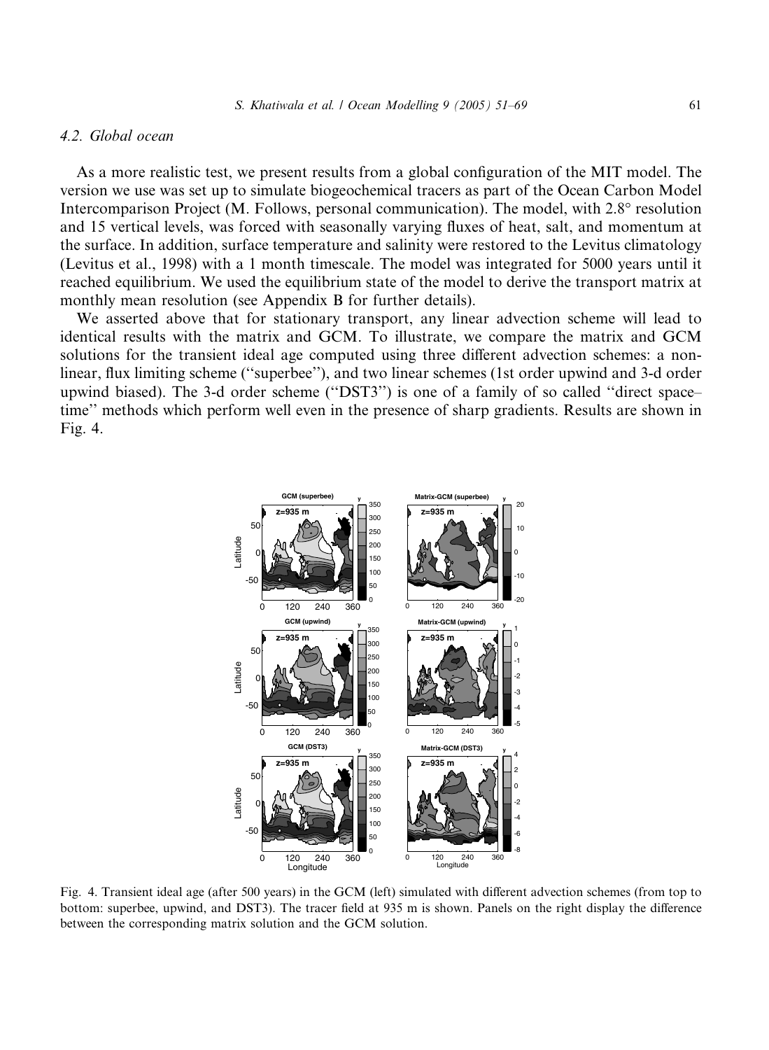### 4.2. Global ocean

As a more realistic test, we present results from a global configuration of the MIT model. The version we use was set up to simulate biogeochemical tracers as part of the Ocean Carbon Model Intercomparison Project (M. Follows, personal communication). The model, with 2.8° resolution and 15 vertical levels, was forced with seasonally varying fluxes of heat, salt, and momentum at the surface. In addition, surface temperature and salinity were restored to the Levitus climatology (Levitus et al., 1998) with a 1 month timescale. The model was integrated for 5000 years until it reached equilibrium. We used the equilibrium state of the model to derive the transport matrix at monthly mean resolution (see Appendix B for further details).

We asserted above that for stationary transport, any linear advection scheme will lead to identical results with the matrix and GCM. To illustrate, we compare the matrix and GCM solutions for the transient ideal age computed using three different advection schemes: a non-linear, flux limiting scheme ("superbee"), and two linear schemes (1st order upwind and 3-d order upwind biased). The 3-d order scheme ("DST3") is one of a family of so called "direct space–time" methods which perform well even in the presence of sharp gradients. Results are shown in Fig. 4.

Fig. 4. Transient ideal age (after 500 years) in the GCM (left) simulated with different advection schemes (from top to bottom: superbee, upwind, and DST3). The tracer field at 935 m is shown. Panels on the right display the difference between the corresponding matrix solution and the GCM solution.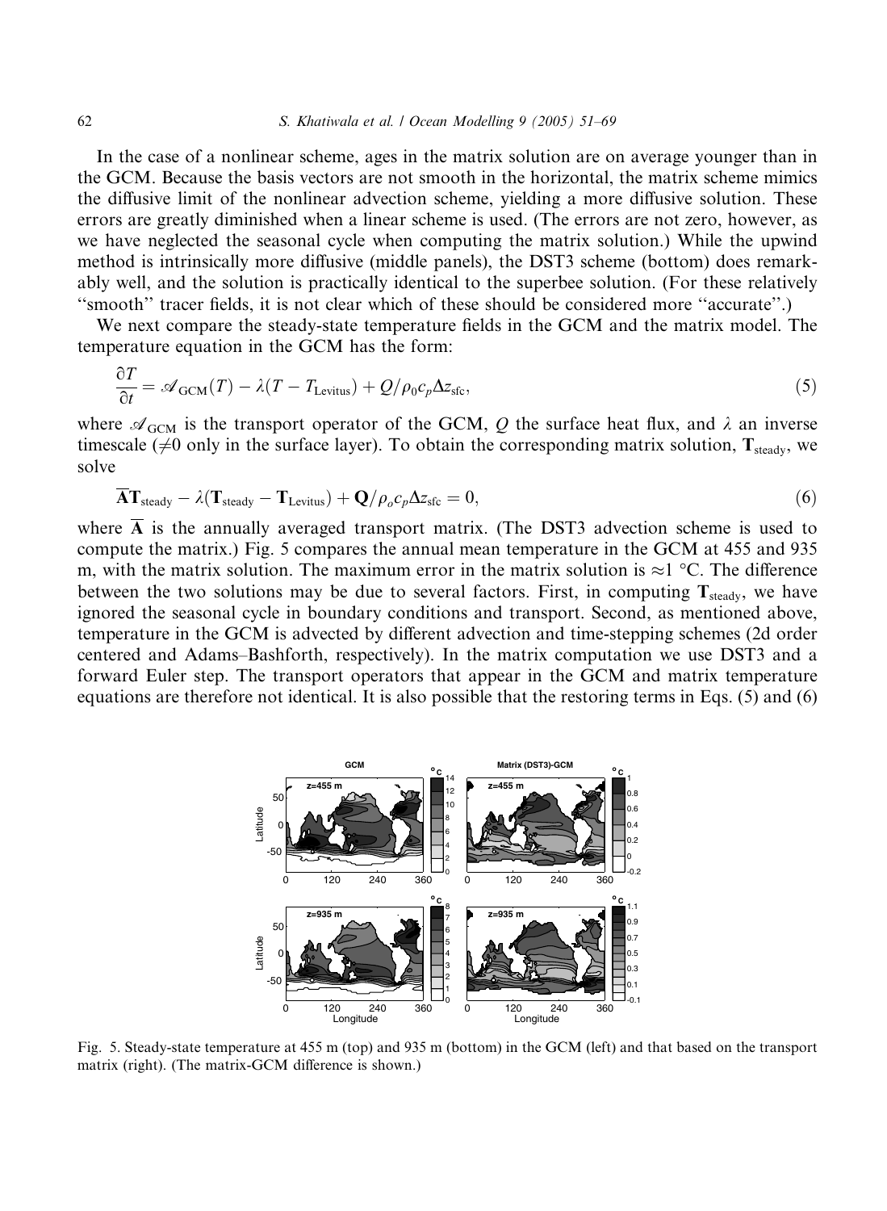In the case of a nonlinear scheme, ages in the matrix solution are on average younger than in the GCM. Because the basis vectors are not smooth in the horizontal, the matrix scheme mimics the diffusive limit of the nonlinear advection scheme, yielding a more diffusive solution. These errors are greatly diminished when a linear scheme is used. (The errors are not zero, however, as we have neglected the seasonal cycle when computing the matrix solution.) While the upwind method is intrinsically more diffusive (middle panels), the DST3 scheme (bottom) does remarkably well, and the solution is practically identical to the superbee solution. (For these relatively "smooth" tracer fields, it is not clear which of these should be considered more "accurate".)

We next compare the steady-state temperature fields in the GCM and the matrix model. The temperature equation in the GCM has the form:

$$\frac{\partial T}{\partial t} = \mathscr{A}_{\mathrm{GCM}}(T) - \lambda(T - T_{\mathrm{Levitus}}) + Q/\rho_0 c_p \Delta z_{\mathrm{sfc}}, \tag{5}$$

where $\mathscr{A}_{\mathrm{GCM}}$ is the transport operator of the GCM, $Q$ the surface heat flux, and $\lambda$ an inverse timescale ($\neq 0$ only in the surface layer). To obtain the corresponding matrix solution, $\mathbf{T}_{\mathrm{steady}}$, we solve

$$\overline{\mathbf{A}}\mathbf{T}_{\mathrm{steady}} - \lambda(\mathbf{T}_{\mathrm{steady}} - \mathbf{T}_{\mathrm{Levitus}}) + \mathbf{Q}/\rho_o c_p \Delta z_{\mathrm{sfc}} = 0, \tag{6}$$

where $\overline{\mathbf{A}}$ is the annually averaged transport matrix. (The DST3 advection scheme is used to compute the matrix.) Fig. 5 compares the annual mean temperature in the GCM at 455 and 935 m, with the matrix solution. The maximum error in the matrix solution is $\approx 1$ °C. The difference between the two solutions may be due to several factors. First, in computing $\mathbf{T}_{\mathrm{steady}}$, we have ignored the seasonal cycle in boundary conditions and transport. Second, as mentioned above, temperature in the GCM is advected by different advection and time-stepping schemes (2d order centered and Adams–Bashforth, respectively). In the matrix computation we use DST3 and a forward Euler step. The transport operators that appear in the GCM and matrix temperature equations are therefore not identical. It is also possible that the restoring terms in Eqs. (5) and (6)

Fig. 5. Steady-state temperature at 455 m (top) and 935 m (bottom) in the GCM (left) and that based on the transport matrix (right). (The matrix-GCM difference is shown.)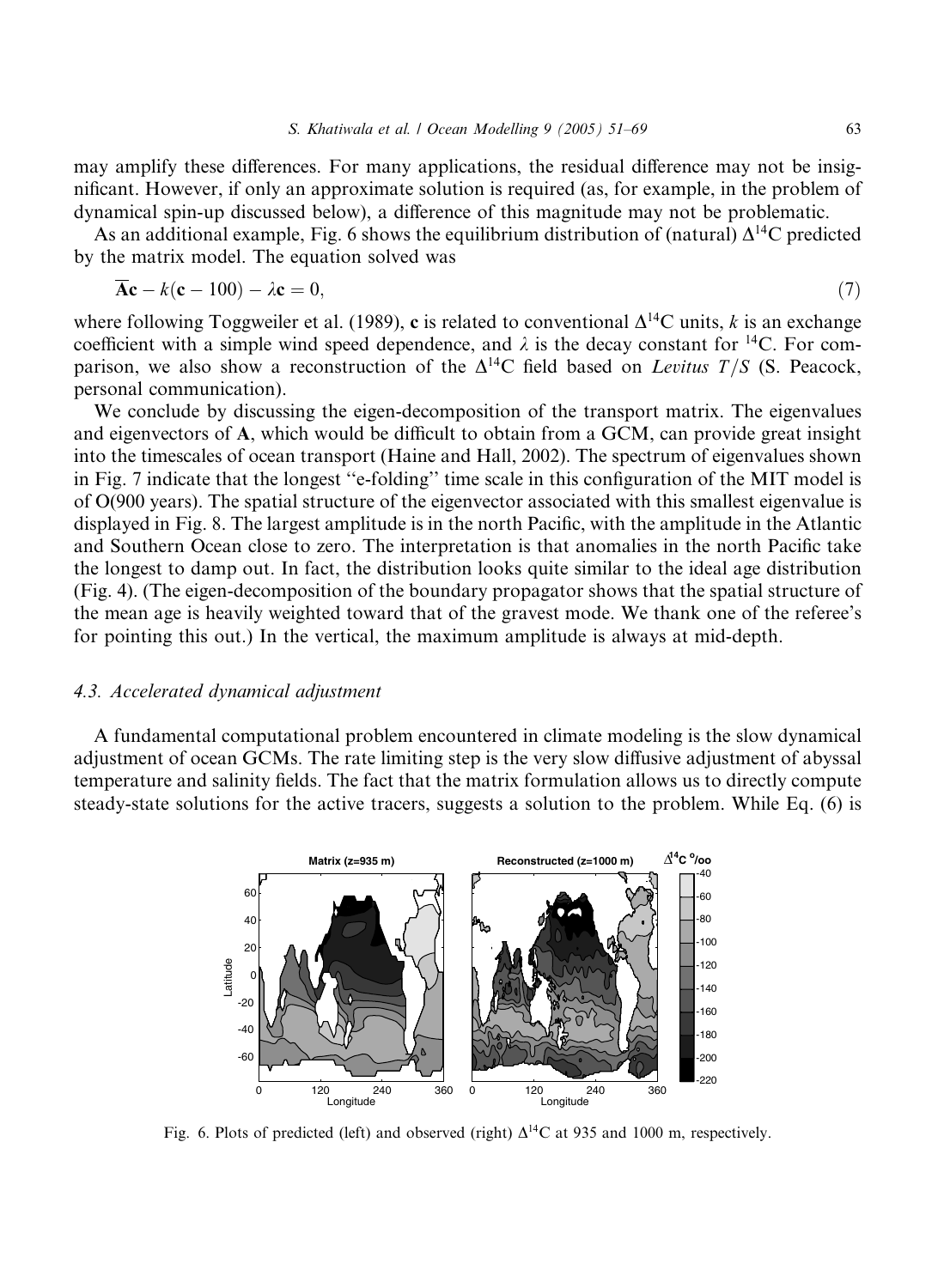may amplify these differences. For many applications, the residual difference may not be insignificant. However, if only an approximate solution is required (as, for example, in the problem of dynamical spin-up discussed below), a difference of this magnitude may not be problematic.

As an additional example, Fig. 6 shows the equilibrium distribution of (natural) $\Delta^{14}C$ predicted by the matrix model. The equation solved was

$$\overline{\mathbf{A}}\mathbf{c} - k(\mathbf{c} - 100) - \lambda\mathbf{c} = 0, \tag{7}$$

where following Toggweiler et al. (1989), $\mathbf{c}$ is related to conventional $\Delta^{14}C$ units, $k$ is an exchange coefficient with a simple wind speed dependence, and $\lambda$ is the decay constant for $^{14}C$. For comparison, we also show a reconstruction of the $\Delta^{14}C$ field based on *Levitus T/S* (S. Peacock, personal communication).

We conclude by discussing the eigen-decomposition of the transport matrix. The eigenvalues and eigenvectors of $\mathbf{A}$, which would be difficult to obtain from a GCM, can provide great insight into the timescales of ocean transport (Haine and Hall, 2002). The spectrum of eigenvalues shown in Fig. 7 indicate that the longest "e-folding" time scale in this configuration of the MIT model is of O(900 years). The spatial structure of the eigenvector associated with this smallest eigenvalue is displayed in Fig. 8. The largest amplitude is in the north Pacific, with the amplitude in the Atlantic and Southern Ocean close to zero. The interpretation is that anomalies in the north Pacific take the longest to damp out. In fact, the distribution looks quite similar to the ideal age distribution (Fig. 4). (The eigen-decomposition of the boundary propagator shows that the spatial structure of the mean age is heavily weighted toward that of the gravest mode. We thank one of the referee's for pointing this out.) In the vertical, the maximum amplitude is always at mid-depth.

### 4.3. Accelerated dynamical adjustment

A fundamental computational problem encountered in climate modeling is the slow dynamical adjustment of ocean GCMs. The rate limiting step is the very slow diffusive adjustment of abyssal temperature and salinity fields. The fact that the matrix formulation allows us to directly compute steady-state solutions for the active tracers, suggests a solution to the problem. While Eq. (6) is

Fig. 6. Plots of predicted (left) and observed (right) $\Delta^{14}C$ at 935 and 1000 m, respectively.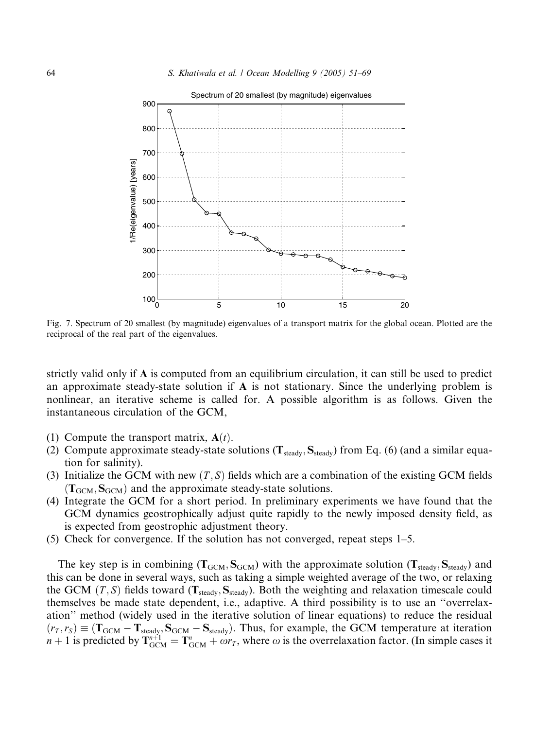Fig. 7. Spectrum of 20 smallest (by magnitude) eigenvalues of a transport matrix for the global ocean. Plotted are the reciprocal of the real part of the eigenvalues.

strictly valid only if $\mathbf{A}$ is computed from an equilibrium circulation, it can still be used to predict an approximate steady-state solution if $\mathbf{A}$ is not stationary. Since the underlying problem is nonlinear, an iterative scheme is called for. A possible algorithm is as follows. Given the instantaneous circulation of the GCM,

1. Compute the transport matrix, $\mathbf{A}(t)$.
2. Compute approximate steady-state solutions ($\mathbf{T}_{\text{steady}}, \mathbf{S}_{\text{steady}}$) from Eq. (6) (and a similar equation for salinity).
3. Initialize the GCM with new $(T, S)$ fields which are a combination of the existing GCM fields ($\mathbf{T}_{\text{GCM}}, \mathbf{S}_{\text{GCM}}$) and the approximate steady-state solutions.
4. Integrate the GCM for a short period. In preliminary experiments we have found that the GCM dynamics geostrophically adjust quite rapidly to the newly imposed density field, as is expected from geostrophic adjustment theory.
5. Check for convergence. If the solution has not converged, repeat steps 1–5.

The key step is in combining ($\mathbf{T}_{\text{GCM}}, \mathbf{S}_{\text{GCM}}$) with the approximate solution ($\mathbf{T}_{\text{steady}}, \mathbf{S}_{\text{steady}}$) and this can be done in several ways, such as taking a simple weighted average of the two, or relaxing the GCM $(T, S)$ fields toward ($\mathbf{T}_{\text{steady}}, \mathbf{S}_{\text{steady}}$). Both the weighting and relaxation timescale could themselves be made state dependent, i.e., adaptive. A third possibility is to use an "overrelaxation" method (widely used in the iterative solution of linear equations) to reduce the residual $(r_T, r_S) \equiv (\mathbf{T}_{\text{GCM}} - \mathbf{T}_{\text{steady}}, \mathbf{S}_{\text{GCM}} - \mathbf{S}_{\text{steady}})$. Thus, for example, the GCM temperature at iteration $n + 1$ is predicted by $\mathbf{T}^{n+1}_{\text{GCM}} = \mathbf{T}^{n}_{\text{GCM}} + \omega r_T$, where $\omega$ is the overrelaxation factor. (In simple cases it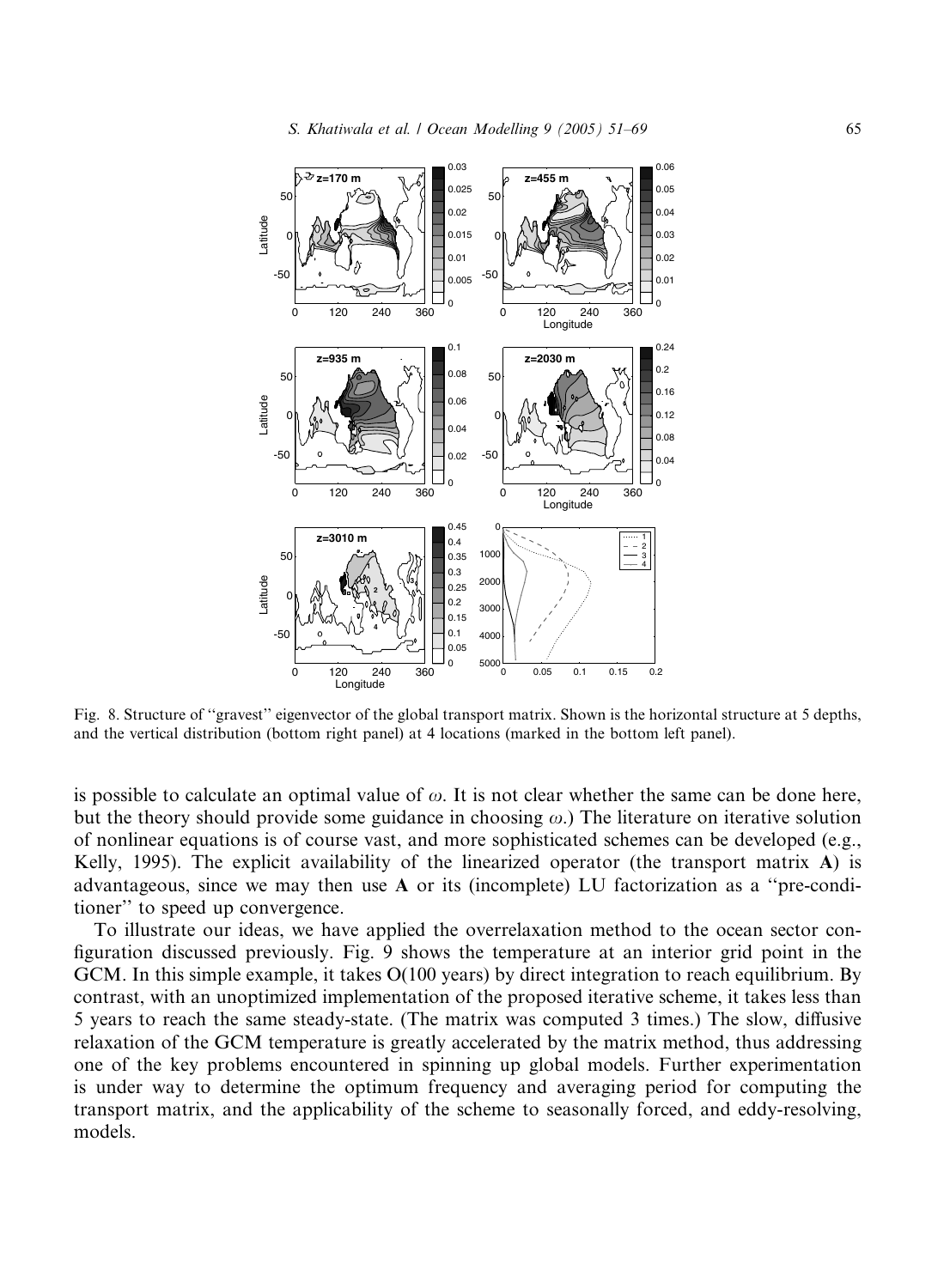Fig. 8. Structure of ''gravest'' eigenvector of the global transport matrix. Shown is the horizontal structure at 5 depths, and the vertical distribution (bottom right panel) at 4 locations (marked in the bottom left panel).

is possible to calculate an optimal value of $\omega$. It is not clear whether the same can be done here, but the theory should provide some guidance in choosing $\omega$.) The literature on iterative solution of nonlinear equations is of course vast, and more sophisticated schemes can be developed (e.g., Kelly, 1995). The explicit availability of the linearized operator (the transport matrix $\mathbf{A}$) is advantageous, since we may then use $\mathbf{A}$ or its (incomplete) LU factorization as a ''pre-conditioner'' to speed up convergence.

To illustrate our ideas, we have applied the overrelaxation method to the ocean sector configuration discussed previously. Fig. 9 shows the temperature at an interior grid point in the GCM. In this simple example, it takes O(100 years) by direct integration to reach equilibrium. By contrast, with an unoptimized implementation of the proposed iterative scheme, it takes less than 5 years to reach the same steady-state. (The matrix was computed 3 times.) The slow, diffusive relaxation of the GCM temperature is greatly accelerated by the matrix method, thus addressing one of the key problems encountered in spinning up global models. Further experimentation is under way to determine the optimum frequency and averaging period for computing the transport matrix, and the applicability of the scheme to seasonally forced, and eddy-resolving, models.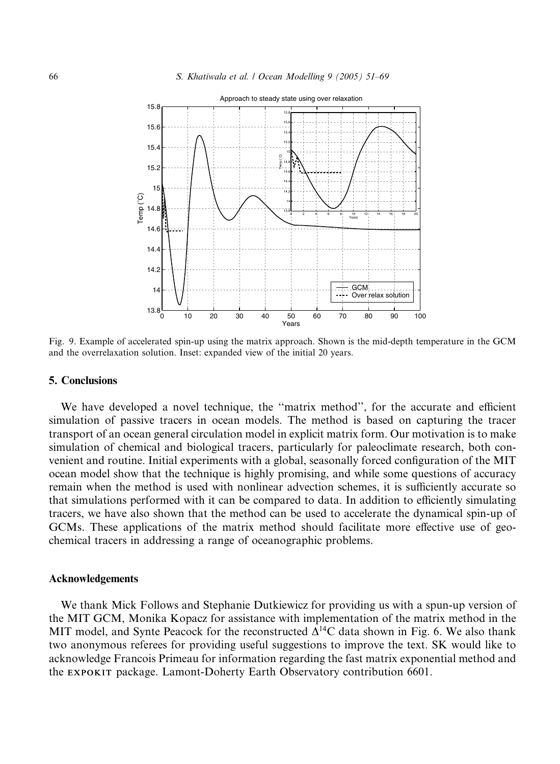Fig. 9. Example of accelerated spin-up using the matrix approach. Shown is the mid-depth temperature in the GCM and the overrelaxation solution. Inset: expanded view of the initial 20 years.

## 5. Conclusions

We have developed a novel technique, the ''matrix method'', for the accurate and efficient simulation of passive tracers in ocean models. The method is based on capturing the tracer transport of an ocean general circulation model in explicit matrix form. Our motivation is to make simulation of chemical and biological tracers, particularly for paleoclimate research, both convenient and routine. Initial experiments with a global, seasonally forced configuration of the MIT ocean model show that the technique is highly promising, and while some questions of accuracy remain when the method is used with nonlinear advection schemes, it is sufficiently accurate so that simulations performed with it can be compared to data. In addition to efficiently simulating tracers, we have also shown that the method can be used to accelerate the dynamical spin-up of GCMs. These applications of the matrix method should facilitate more effective use of geochemical tracers in addressing a range of oceanographic problems.

## Acknowledgements

We thank Mick Follows and Stephanie Dutkiewicz for providing us with a spun-up version of the MIT GCM, Monika Kopacz for assistance with implementation of the matrix method in the MIT model, and Synte Peacock for the reconstructed $\Delta^{14}C$ data shown in Fig. 6. We also thank two anonymous referees for providing useful suggestions to improve the text. SK would like to acknowledge Francois Primeau for information regarding the fast matrix exponential method and the EXPOKIT package. Lamont-Doherty Earth Observatory contribution 6601.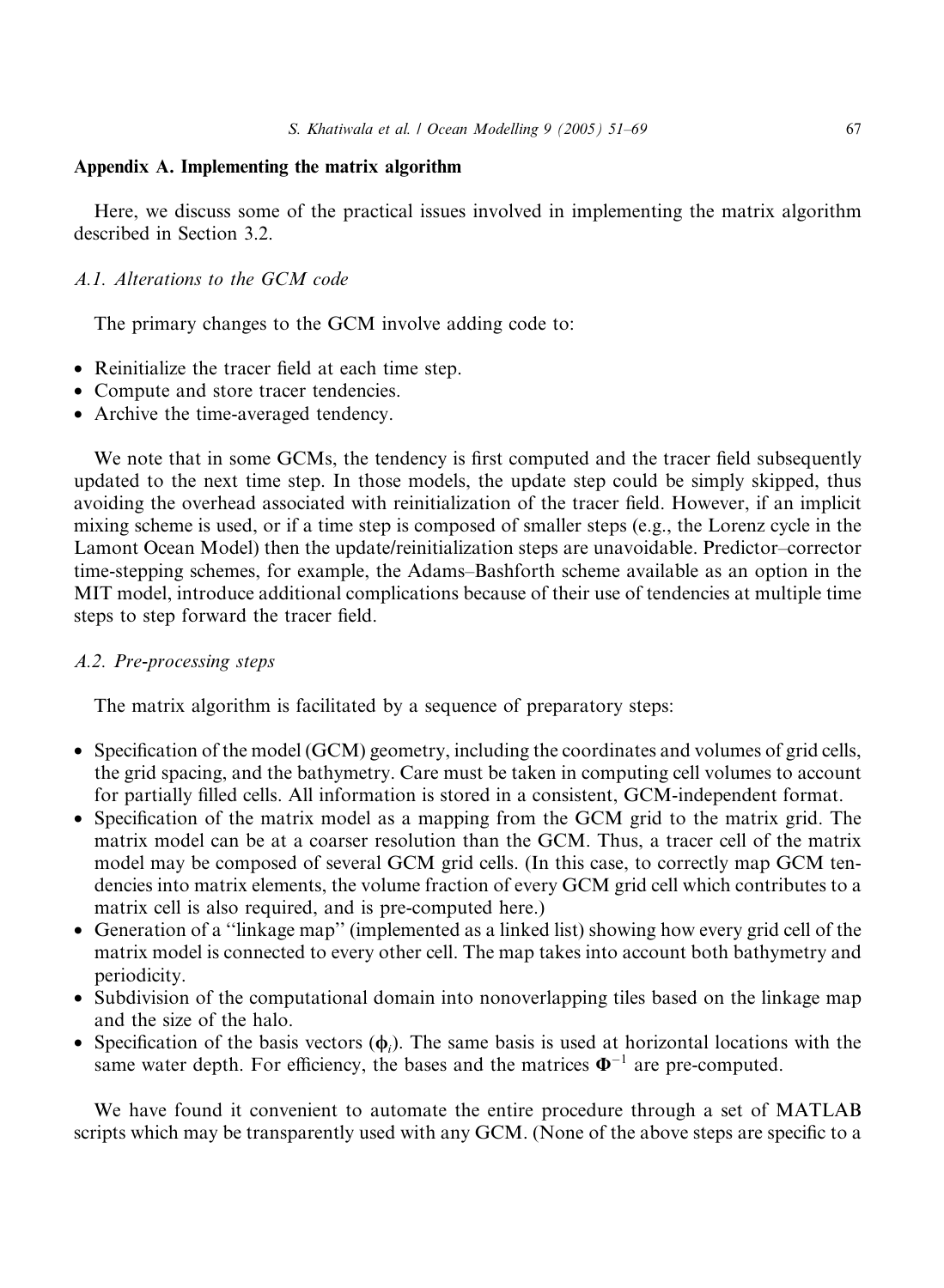## Appendix A. Implementing the matrix algorithm

Here, we discuss some of the practical issues involved in implementing the matrix algorithm described in Section 3.2.

### *A.1. Alterations to the GCM code*

The primary changes to the GCM involve adding code to:

- Reinitialize the tracer field at each time step.
- Compute and store tracer tendencies.
- Archive the time-averaged tendency.

We note that in some GCMs, the tendency is first computed and the tracer field subsequently updated to the next time step. In those models, the update step could be simply skipped, thus avoiding the overhead associated with reinitialization of the tracer field. However, if an implicit mixing scheme is used, or if a time step is composed of smaller steps (e.g., the Lorenz cycle in the Lamont Ocean Model) then the update/reinitialization steps are unavoidable. Predictor–corrector time-stepping schemes, for example, the Adams–Bashforth scheme available as an option in the MIT model, introduce additional complications because of their use of tendencies at multiple time steps to step forward the tracer field.

### *A.2. Pre-processing steps*

The matrix algorithm is facilitated by a sequence of preparatory steps:

- Specification of the model (GCM) geometry, including the coordinates and volumes of grid cells, the grid spacing, and the bathymetry. Care must be taken in computing cell volumes to account for partially filled cells. All information is stored in a consistent, GCM-independent format.
- Specification of the matrix model as a mapping from the GCM grid to the matrix grid. The matrix model can be at a coarser resolution than the GCM. Thus, a tracer cell of the matrix model may be composed of several GCM grid cells. (In this case, to correctly map GCM tendencies into matrix elements, the volume fraction of every GCM grid cell which contributes to a matrix cell is also required, and is pre-computed here.)
- Generation of a "linkage map" (implemented as a linked list) showing how every grid cell of the matrix model is connected to every other cell. The map takes into account both bathymetry and periodicity.
- Subdivision of the computational domain into nonoverlapping tiles based on the linkage map and the size of the halo.
- Specification of the basis vectors ($\boldsymbol{\phi}_i$). The same basis is used at horizontal locations with the same water depth. For efficiency, the bases and the matrices $\boldsymbol{\Phi}^{-1}$ are pre-computed.

We have found it convenient to automate the entire procedure through a set of MATLAB scripts which may be transparently used with any GCM. (None of the above steps are specific to a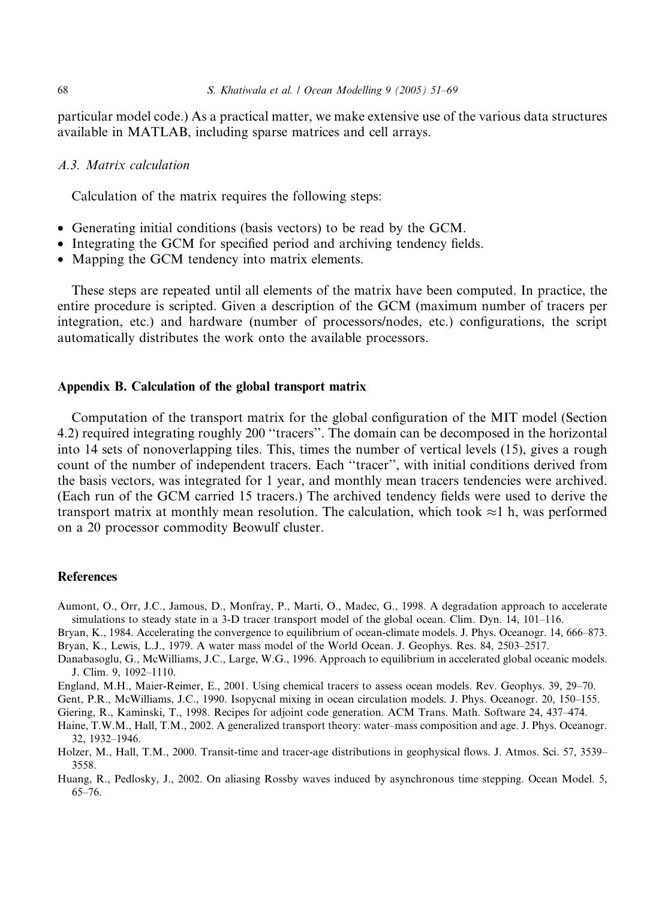particular model code.) As a practical matter, we make extensive use of the various data structures available in MATLAB, including sparse matrices and cell arrays.

### *A.3. Matrix calculation*

Calculation of the matrix requires the following steps:

- Generating initial conditions (basis vectors) to be read by the GCM.
- Integrating the GCM for specified period and archiving tendency fields.
- Mapping the GCM tendency into matrix elements.

These steps are repeated until all elements of the matrix have been computed. In practice, the entire procedure is scripted. Given a description of the GCM (maximum number of tracers per integration, etc.) and hardware (number of processors/nodes, etc.) configurations, the script automatically distributes the work onto the available processors.

## Appendix B. Calculation of the global transport matrix

Computation of the transport matrix for the global configuration of the MIT model (Section 4.2) required integrating roughly 200 "tracers". The domain can be decomposed in the horizontal into 14 sets of nonoverlapping tiles. This, times the number of vertical levels (15), gives a rough count of the number of independent tracers. Each "tracer", with initial conditions derived from the basis vectors, was integrated for 1 year, and monthly mean tracers tendencies were archived. (Each run of the GCM carried 15 tracers.) The archived tendency fields were used to derive the transport matrix at monthly mean resolution. The calculation, which took $\approx$1 h, was performed on a 20 processor commodity Beowulf cluster.

## References

Aumont, O., Orr, J.C., Jamous, D., Monfray, P., Marti, O., Madec, G., 1998. A degradation approach to accelerate simulations to steady state in a 3-D tracer transport model of the global ocean. Clim. Dyn. 14, 101–116.

Bryan, K., 1984. Accelerating the convergence to equilibrium of ocean-climate models. J. Phys. Oceanogr. 14, 666–873.

Bryan, K., Lewis, L.J., 1979. A water mass model of the World Ocean. J. Geophys. Res. 84, 2503–2517.

Danabasoglu, G., McWilliams, J.C., Large, W.G., 1996. Approach to equilibrium in accelerated global oceanic models. J. Clim. 9, 1092–1110.

England, M.H., Maier-Reimer, E., 2001. Using chemical tracers to assess ocean models. Rev. Geophys. 39, 29–70.

Gent, P.R., McWilliams, J.C., 1990. Isopycnal mixing in ocean circulation models. J. Phys. Oceanogr. 20, 150–155.

Giering, R., Kaminski, T., 1998. Recipes for adjoint code generation. ACM Trans. Math. Software 24, 437–474.

Haine, T.W.M., Hall, T.M., 2002. A generalized transport theory: water–mass composition and age. J. Phys. Oceanogr. 32, 1932–1946.

Holzer, M., Hall, T.M., 2000. Transit-time and tracer-age distributions in geophysical flows. J. Atmos. Sci. 57, 3539–3558.

Huang, R., Pedlosky, J., 2002. On aliasing Rossby waves induced by asynchronous time stepping. Ocean Model. 5, 65–76.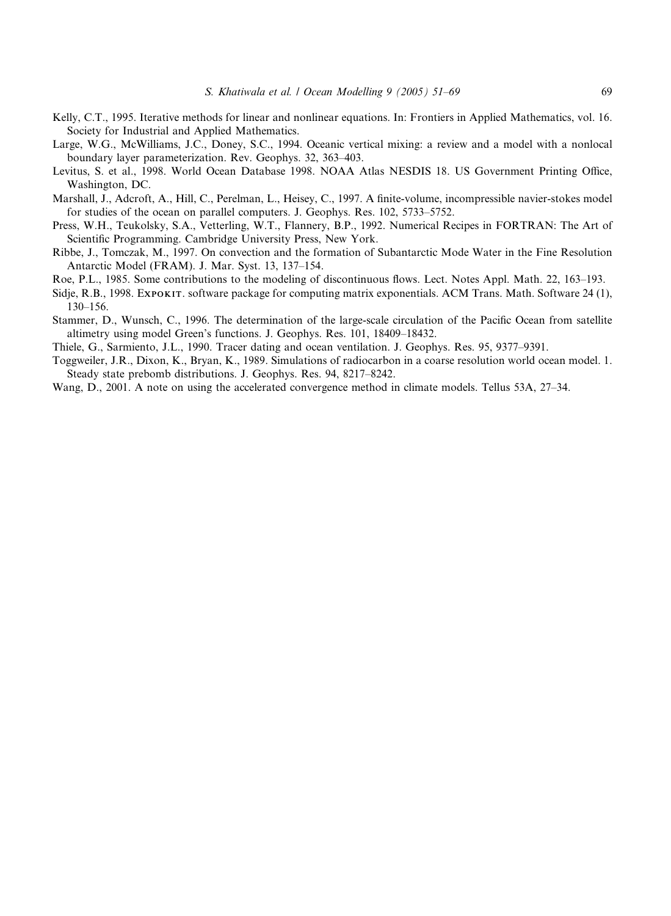Kelly, C.T., 1995. Iterative methods for linear and nonlinear equations. In: Frontiers in Applied Mathematics, vol. 16. Society for Industrial and Applied Mathematics.

Large, W.G., McWilliams, J.C., Doney, S.C., 1994. Oceanic vertical mixing: a review and a model with a nonlocal boundary layer parameterization. Rev. Geophys. 32, 363–403.

Levitus, S. et al., 1998. World Ocean Database 1998. NOAA Atlas NESDIS 18. US Government Printing Office, Washington, DC.

Marshall, J., Adcroft, A., Hill, C., Perelman, L., Heisey, C., 1997. A finite-volume, incompressible navier-stokes model for studies of the ocean on parallel computers. J. Geophys. Res. 102, 5733–5752.

Press, W.H., Teukolsky, S.A., Vetterling, W.T., Flannery, B.P., 1992. Numerical Recipes in FORTRAN: The Art of Scientific Programming. Cambridge University Press, New York.

Ribbe, J., Tomczak, M., 1997. On convection and the formation of Subantarctic Mode Water in the Fine Resolution Antarctic Model (FRAM). J. Mar. Syst. 13, 137–154.

Roe, P.L., 1985. Some contributions to the modeling of discontinuous flows. Lect. Notes Appl. Math. 22, 163–193.

Sidje, R.B., 1998. Expokit. software package for computing matrix exponentials. ACM Trans. Math. Software 24 (1), 130–156.

Stammer, D., Wunsch, C., 1996. The determination of the large-scale circulation of the Pacific Ocean from satellite altimetry using model Green's functions. J. Geophys. Res. 101, 18409–18432.

Thiele, G., Sarmiento, J.L., 1990. Tracer dating and ocean ventilation. J. Geophys. Res. 95, 9377–9391.

Toggweiler, J.R., Dixon, K., Bryan, K., 1989. Simulations of radiocarbon in a coarse resolution world ocean model. 1. Steady state prebomb distributions. J. Geophys. Res. 94, 8217–8242.

Wang, D., 2001. A note on using the accelerated convergence method in climate models. Tellus 53A, 27–34.